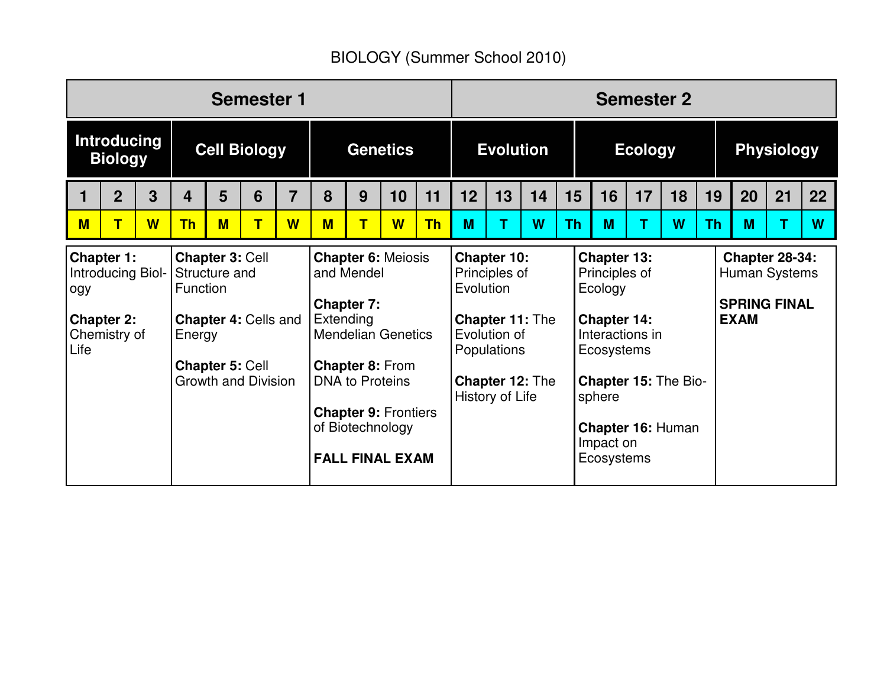# BIOLOGY (Summer School 2010)

| Semester 1 | | | | | | | | | | | Semester 2 | | | | | | | | | | |
|---|---|---|---|---|---|---|---|---|---|---|---|---|---|---|---|---|---|---|---|---|---|
| **Introducing Biology** | | | **Cell Biology** | | | | **Genetics** | | | | **Evolution** | | | | **Ecology** | | | | **Physiology** | | |
| 1 | 2 | 3 | 4 | 5 | 6 | 7 | 8 | 9 | 10 | 11 | 12 | 13 | 14 | 15 | 16 | 17 | 18 | 19 | 20 | 21 | 22 |
| M | T | W | Th | M | T | W | M | T | W | Th | M | T | W | Th | M | T | W | Th | M | T | W |
| **Chapter 1:** Introducing Biology<br>**Chapter 2:** Chemistry of Life | | | **Chapter 3:** Cell Structure and Function<br>**Chapter 4:** Cells and Energy<br>**Chapter 5:** Cell Growth and Division | | | | **Chapter 6:** Meiosis and Mendel<br>**Chapter 7:** Extending Mendelian Genetics<br>**Chapter 8:** From DNA to Proteins<br>**Chapter 9:** Frontiers of Biotechnology<br>**FALL FINAL EXAM** | | | | **Chapter 10:** Principles of Evolution<br>**Chapter 11:** The Evolution of Populations<br>**Chapter 12:** The History of Life | | | | **Chapter 13:** Principles of Ecology<br>**Chapter 14:** Interactions in Ecosystems<br>**Chapter 15:** The Biosphere<br>**Chapter 16:** Human Impact on Ecosystems | | | | **Chapter 28-34:** Human Systems<br>**SPRING FINAL EXAM** | | |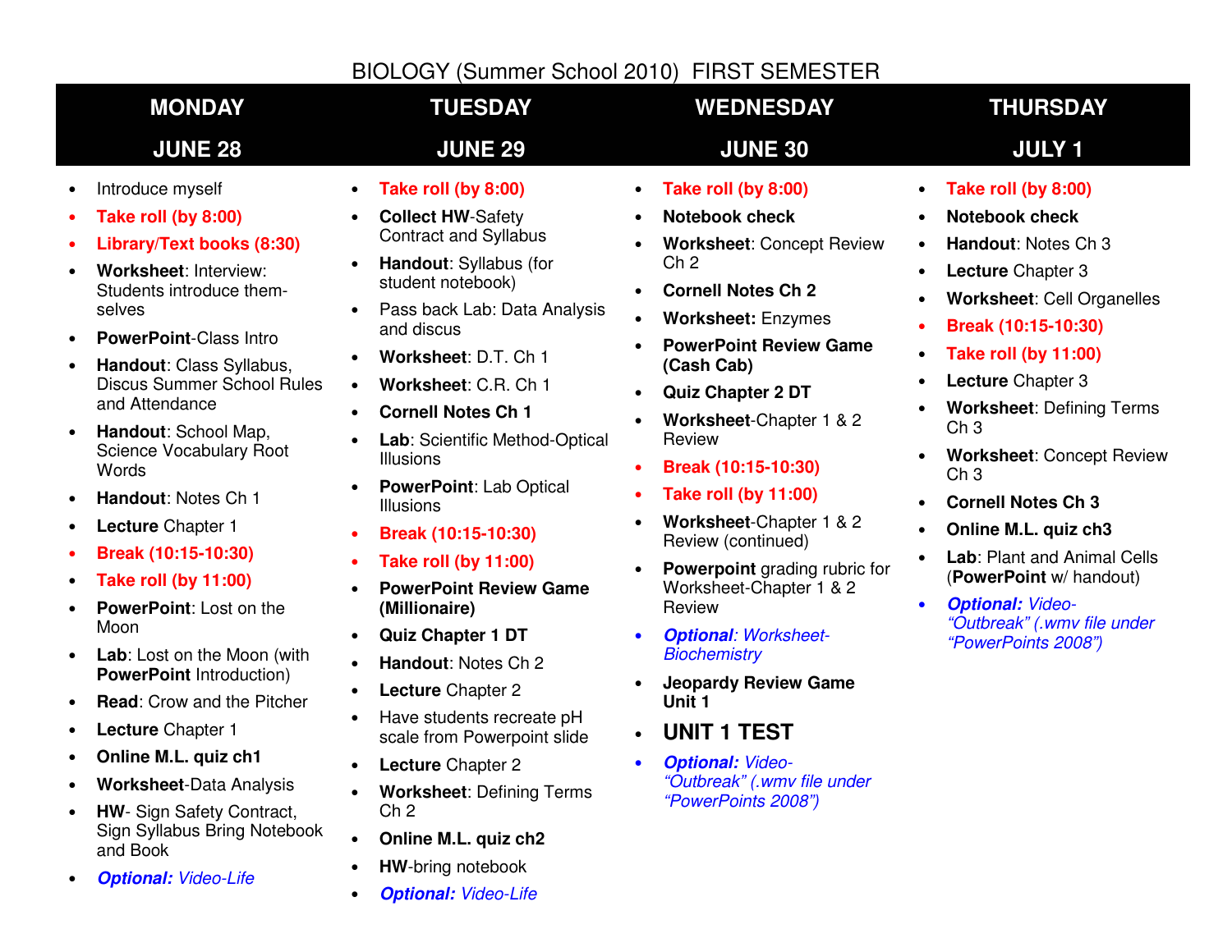# BIOLOGY (Summer School 2010) FIRST SEMESTER

## MONDAY — JUNE 28

- Introduce myself
- **Take roll (by 8:00)**
- **Library/Text books (8:30)**
- **Worksheet**: Interview: Students introduce them-selves
- **PowerPoint**-Class Intro
- **Handout**: Class Syllabus, Discus Summer School Rules and Attendance
- **Handout**: School Map, Science Vocabulary Root Words
- **Handout**: Notes Ch 1
- **Lecture** Chapter 1
- **Break (10:15-10:30)**
- **Take roll (by 11:00)**
- **PowerPoint**: Lost on the Moon
- **Lab**: Lost on the Moon (with **PowerPoint** Introduction)
- **Read**: Crow and the Pitcher
- **Lecture** Chapter 1
- **Online M.L. quiz ch1**
- **Worksheet**-Data Analysis
- **HW**- Sign Safety Contract, Sign Syllabus Bring Notebook and Book
- ***Optional:*** *Video-Life*

## TUESDAY — JUNE 29

- **Take roll (by 8:00)**
- **Collect HW**-Safety Contract and Syllabus
- **Handout**: Syllabus (for student notebook)
- Pass back Lab: Data Analysis and discus
- **Worksheet**: D.T. Ch 1
- **Worksheet**: C.R. Ch 1
- **Cornell Notes Ch 1**
- **Lab**: Scientific Method-Optical Illusions
- **PowerPoint**: Lab Optical Illusions
- **Break (10:15-10:30)**
- **Take roll (by 11:00)**
- **PowerPoint Review Game (Millionaire)**
- **Quiz Chapter 1 DT**
- **Handout**: Notes Ch 2
- **Lecture** Chapter 2
- Have students recreate pH scale from Powerpoint slide
- **Lecture** Chapter 2
- **Worksheet**: Defining Terms Ch 2
- **Online M.L. quiz ch2**
- **HW**-bring notebook
- ***Optional:*** *Video-Life*

## WEDNESDAY — JUNE 30

- **Take roll (by 8:00)**
- **Notebook check**
- **Worksheet**: Concept Review Ch 2
- **Cornell Notes Ch 2**
- **Worksheet:** Enzymes
- **PowerPoint Review Game (Cash Cab)**
- **Quiz Chapter 2 DT**
- **Worksheet**-Chapter 1 & 2 Review
- **Break (10:15-10:30)**
- **Take roll (by 11:00)**
- **Worksheet**-Chapter 1 & 2 Review (continued)
- **Powerpoint** grading rubric for Worksheet-Chapter 1 & 2 Review
- ***Optional****: Worksheet-Biochemistry*
- **Jeopardy Review Game Unit 1**
- **UNIT 1 TEST**
- ***Optional:*** *Video-"Outbreak" (.wmv file under "PowerPoints 2008")*

## THURSDAY — JULY 1

- **Take roll (by 8:00)**
- **Notebook check**
- **Handout**: Notes Ch 3
- **Lecture** Chapter 3
- **Worksheet**: Cell Organelles
- **Break (10:15-10:30)**
- **Take roll (by 11:00)**
- **Lecture** Chapter 3
- **Worksheet**: Defining Terms Ch 3
- **Worksheet**: Concept Review Ch 3
- **Cornell Notes Ch 3**
- **Online M.L. quiz ch3**
- **Lab**: Plant and Animal Cells (**PowerPoint** w/ handout)
- ***Optional:*** *Video-"Outbreak" (.wmv file under "PowerPoints 2008")*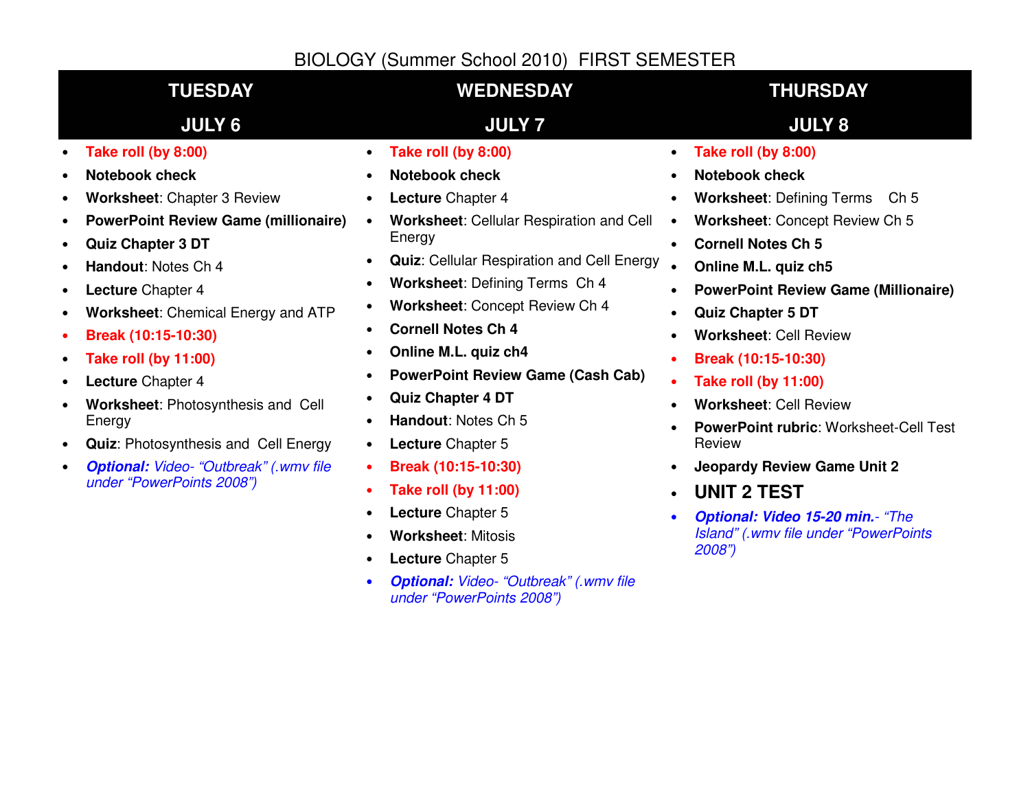# BIOLOGY (Summer School 2010) FIRST SEMESTER

## TUESDAY JULY 6

- **Take roll (by 8:00)**
- **Notebook check**
- **Worksheet**: Chapter 3 Review
- **PowerPoint Review Game (millionaire)**
- **Quiz Chapter 3 DT**
- **Handout**: Notes Ch 4
- **Lecture** Chapter 4
- **Worksheet**: Chemical Energy and ATP
- **Break (10:15-10:30)**
- **Take roll (by 11:00)**
- **Lecture** Chapter 4
- **Worksheet**: Photosynthesis and Cell Energy
- **Quiz**: Photosynthesis and Cell Energy
- ***Optional:*** *Video- "Outbreak" (.wmv file under "PowerPoints 2008")*

## WEDNESDAY JULY 7

- **Take roll (by 8:00)**
- **Notebook check**
- **Lecture** Chapter 4
- **Worksheet**: Cellular Respiration and Cell Energy
- **Quiz**: Cellular Respiration and Cell Energy
- **Worksheet**: Defining Terms Ch 4
- **Worksheet**: Concept Review Ch 4
- **Cornell Notes Ch 4**
- **Online M.L. quiz ch4**
- **PowerPoint Review Game (Cash Cab)**
- **Quiz Chapter 4 DT**
- **Handout**: Notes Ch 5
- **Lecture** Chapter 5
- **Break (10:15-10:30)**
- **Take roll (by 11:00)**
- **Lecture** Chapter 5
- **Worksheet**: Mitosis
- **Lecture** Chapter 5
- ***Optional:*** *Video- "Outbreak" (.wmv file under "PowerPoints 2008")*

## THURSDAY JULY 8

- **Take roll (by 8:00)**
- **Notebook check**
- **Worksheet**: Defining Terms Ch 5
- **Worksheet**: Concept Review Ch 5
- **Cornell Notes Ch 5**
- **Online M.L. quiz ch5**
- **PowerPoint Review Game (Millionaire)**
- **Quiz Chapter 5 DT**
- **Worksheet**: Cell Review
- **Break (10:15-10:30)**
- **Take roll (by 11:00)**
- **Worksheet**: Cell Review
- **PowerPoint rubric**: Worksheet-Cell Test Review
- **Jeopardy Review Game Unit 2**
- **UNIT 2 TEST**
- ***Optional: Video 15-20 min.****- "The Island" (.wmv file under "PowerPoints 2008")*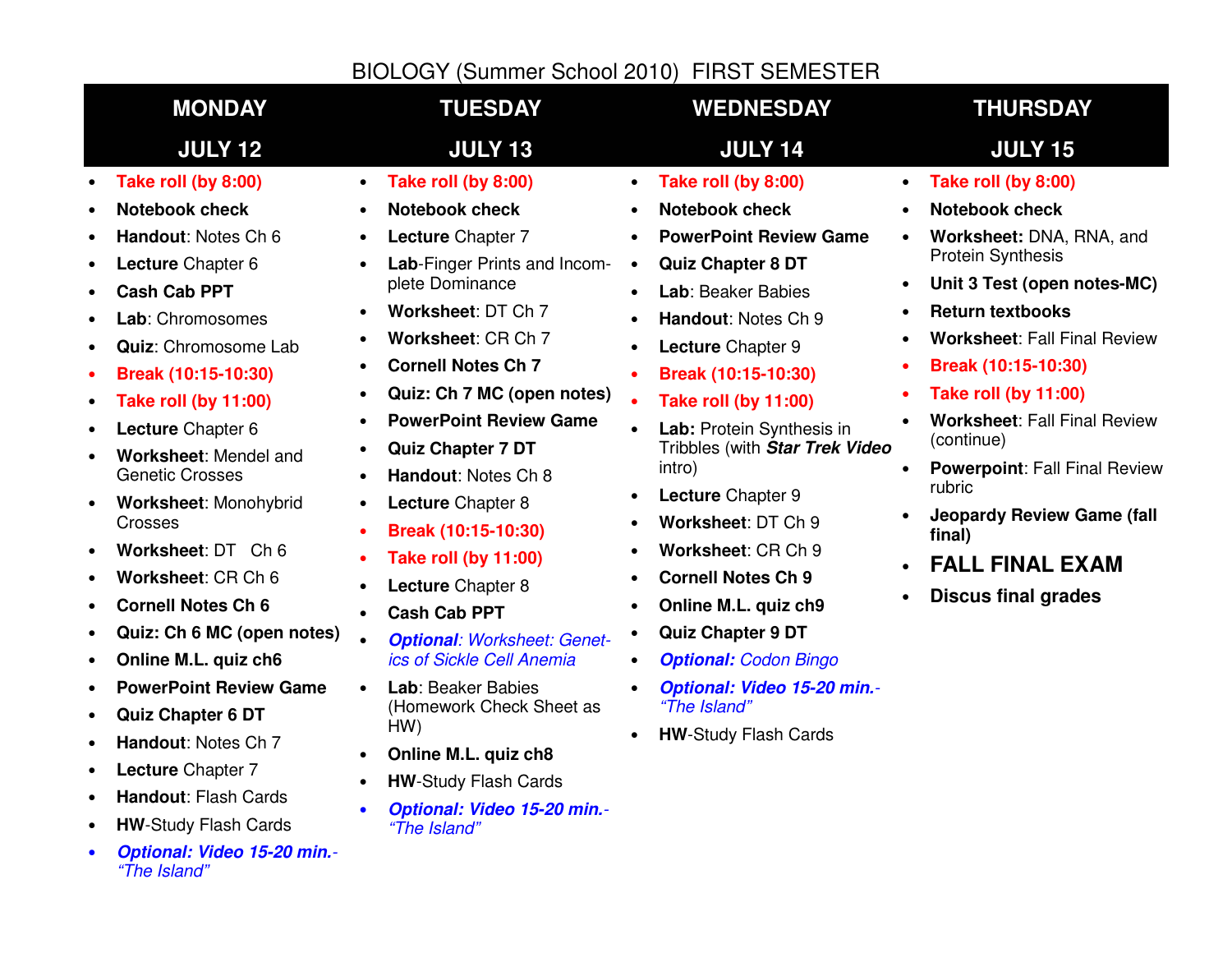# BIOLOGY (Summer School 2010) FIRST SEMESTER

| MONDAY JULY 12 | TUESDAY JULY 13 | WEDNESDAY JULY 14 | THURSDAY JULY 15 |
|---|---|---|---|
| • **Take roll (by 8:00)**<br>• **Notebook check**<br>• **Handout**: Notes Ch 6<br>• **Lecture** Chapter 6<br>• **Cash Cab PPT**<br>• **Lab**: Chromosomes<br>• **Quiz**: Chromosome Lab<br>• **Break (10:15-10:30)**<br>• **Take roll (by 11:00)**<br>• **Lecture** Chapter 6<br>• **Worksheet**: Mendel and Genetic Crosses<br>• **Worksheet**: Monohybrid Crosses<br>• **Worksheet**: DT Ch 6<br>• **Worksheet**: CR Ch 6<br>• **Cornell Notes Ch 6**<br>• **Quiz: Ch 6 MC (open notes)**<br>• **Online M.L. quiz ch6**<br>• **PowerPoint Review Game**<br>• **Quiz Chapter 6 DT**<br>• **Handout**: Notes Ch 7<br>• **Lecture** Chapter 7<br>• **Handout**: Flash Cards<br>• **HW**-Study Flash Cards<br>• ***Optional: Video 15-20 min.***- *"The Island"* | • **Take roll (by 8:00)**<br>• **Notebook check**<br>• **Lecture** Chapter 7<br>• **Lab**-Finger Prints and Incomplete Dominance<br>• **Worksheet**: DT Ch 7<br>• **Worksheet**: CR Ch 7<br>• **Cornell Notes Ch 7**<br>• **Quiz: Ch 7 MC (open notes)**<br>• **PowerPoint Review Game**<br>• **Quiz Chapter 7 DT**<br>• **Handout**: Notes Ch 8<br>• **Lecture** Chapter 8<br>• **Break (10:15-10:30)**<br>• **Take roll (by 11:00)**<br>• **Lecture** Chapter 8<br>• **Cash Cab PPT**<br>• ***Optional****: Worksheet: Genetics of Sickle Cell Anemia*<br>• **Lab**: Beaker Babies (Homework Check Sheet as HW)<br>• **Online M.L. quiz ch8**<br>• **HW**-Study Flash Cards<br>• ***Optional: Video 15-20 min.***- *"The Island"* | • **Take roll (by 8:00)**<br>• **Notebook check**<br>• **PowerPoint Review Game**<br>• **Quiz Chapter 8 DT**<br>• **Lab**: Beaker Babies<br>• **Handout**: Notes Ch 9<br>• **Lecture** Chapter 9<br>• **Break (10:15-10:30)**<br>• **Take roll (by 11:00)**<br>• **Lab:** Protein Synthesis in Tribbles (with ***Star Trek Video*** intro)<br>• **Lecture** Chapter 9<br>• **Worksheet**: DT Ch 9<br>• **Worksheet**: CR Ch 9<br>• **Cornell Notes Ch 9**<br>• **Online M.L. quiz ch9**<br>• **Quiz Chapter 9 DT**<br>• ***Optional:*** *Codon Bingo*<br>• ***Optional: Video 15-20 min.***- *"The Island"*<br>• **HW**-Study Flash Cards | • **Take roll (by 8:00)**<br>• **Notebook check**<br>• **Worksheet:** DNA, RNA, and Protein Synthesis<br>• **Unit 3 Test (open notes-MC)**<br>• **Return textbooks**<br>• **Worksheet**: Fall Final Review<br>• **Break (10:15-10:30)**<br>• **Take roll (by 11:00)**<br>• **Worksheet**: Fall Final Review (continue)<br>• **Powerpoint**: Fall Final Review rubric<br>• **Jeopardy Review Game (fall final)**<br>• **FALL FINAL EXAM**<br>• **Discus final grades** |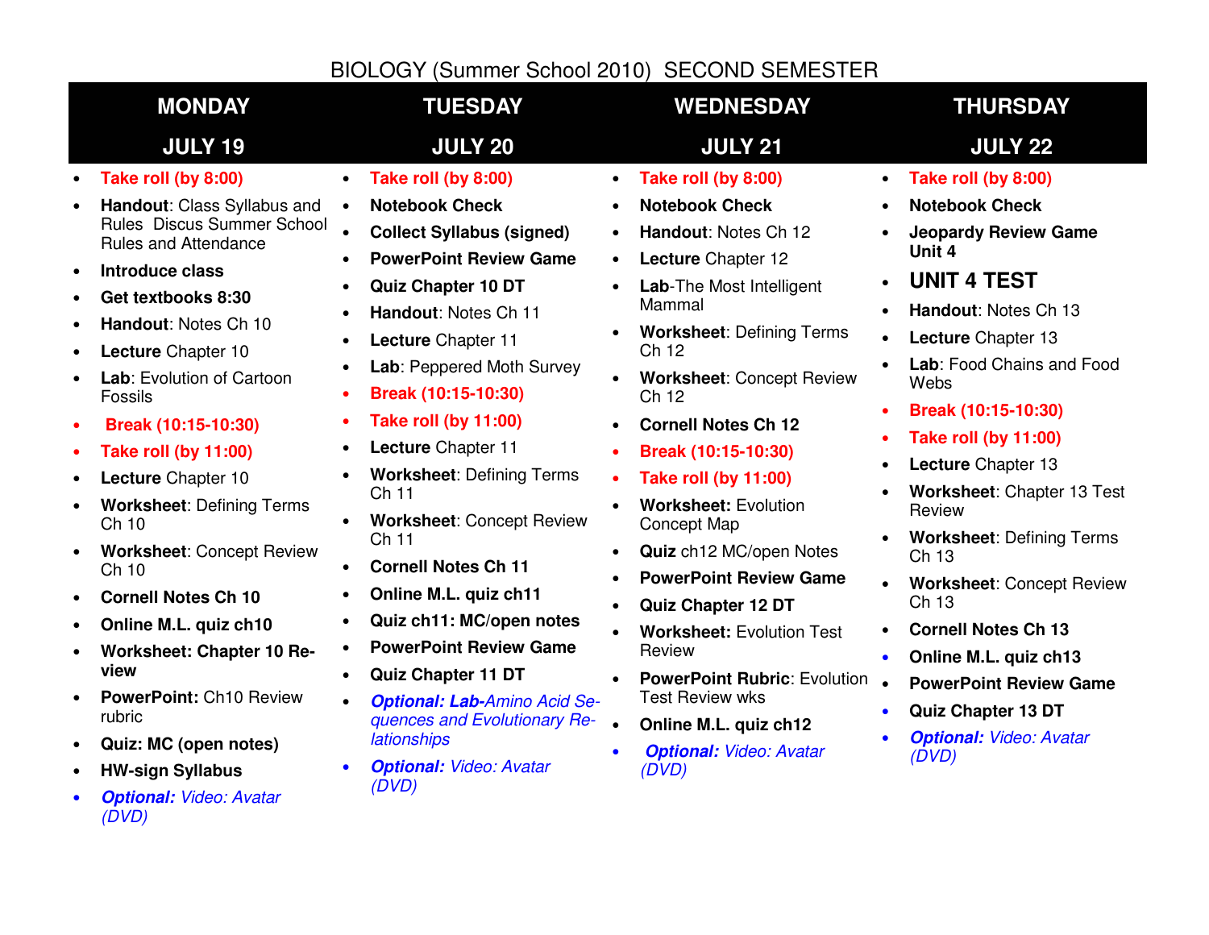# BIOLOGY (Summer School 2010) SECOND SEMESTER

| MONDAY JULY 19 | TUESDAY JULY 20 | WEDNESDAY JULY 21 | THURSDAY JULY 22 |
|---|---|---|---|
| • **Take roll (by 8:00)**<br>• **Handout**: Class Syllabus and Rules Discus Summer School Rules and Attendance<br>• **Introduce class**<br>• **Get textbooks 8:30**<br>• **Handout**: Notes Ch 10<br>• **Lecture** Chapter 10<br>• **Lab**: Evolution of Cartoon Fossils<br>• **Break (10:15-10:30)**<br>• **Take roll (by 11:00)**<br>• **Lecture** Chapter 10<br>• **Worksheet**: Defining Terms Ch 10<br>• **Worksheet**: Concept Review Ch 10<br>• **Cornell Notes Ch 10**<br>• **Online M.L. quiz ch10**<br>• **Worksheet: Chapter 10 Review**<br>• **PowerPoint:** Ch10 Review rubric<br>• **Quiz: MC (open notes)**<br>• **HW-sign Syllabus**<br>• ***Optional:*** *Video: Avatar (DVD)* | • **Take roll (by 8:00)**<br>• **Notebook Check**<br>• **Collect Syllabus (signed)**<br>• **PowerPoint Review Game**<br>• **Quiz Chapter 10 DT**<br>• **Handout**: Notes Ch 11<br>• **Lecture** Chapter 11<br>• **Lab**: Peppered Moth Survey<br>• **Break (10:15-10:30)**<br>• **Take roll (by 11:00)**<br>• **Lecture** Chapter 11<br>• **Worksheet**: Defining Terms Ch 11<br>• **Worksheet**: Concept Review Ch 11<br>• **Cornell Notes Ch 11**<br>• **Online M.L. quiz ch11**<br>• **Quiz ch11: MC/open notes**<br>• **PowerPoint Review Game**<br>• **Quiz Chapter 11 DT**<br>• ***Optional: Lab-****Amino Acid Sequences and Evolutionary Relationships*<br>• ***Optional:*** *Video: Avatar (DVD)* | • **Take roll (by 8:00)**<br>• **Notebook Check**<br>• **Handout**: Notes Ch 12<br>• **Lecture** Chapter 12<br>• **Lab**-The Most Intelligent Mammal<br>• **Worksheet**: Defining Terms Ch 12<br>• **Worksheet**: Concept Review Ch 12<br>• **Cornell Notes Ch 12**<br>• **Break (10:15-10:30)**<br>• **Take roll (by 11:00)**<br>• **Worksheet:** Evolution Concept Map<br>• **Quiz** ch12 MC/open Notes<br>• **PowerPoint Review Game**<br>• **Quiz Chapter 12 DT**<br>• **Worksheet:** Evolution Test Review<br>• **PowerPoint Rubric**: Evolution Test Review wks<br>• **Online M.L. quiz ch12**<br>• ***Optional:*** *Video: Avatar (DVD)* | • **Take roll (by 8:00)**<br>• **Notebook Check**<br>• **Jeopardy Review Game Unit 4**<br>• **UNIT 4 TEST**<br>• **Handout**: Notes Ch 13<br>• **Lecture** Chapter 13<br>• **Lab**: Food Chains and Food Webs<br>• **Break (10:15-10:30)**<br>• **Take roll (by 11:00)**<br>• **Lecture** Chapter 13<br>• **Worksheet**: Chapter 13 Test Review<br>• **Worksheet**: Defining Terms Ch 13<br>• **Worksheet**: Concept Review Ch 13<br>• **Cornell Notes Ch 13**<br>• **Online M.L. quiz ch13**<br>• **PowerPoint Review Game**<br>• **Quiz Chapter 13 DT**<br>• ***Optional:*** *Video: Avatar (DVD)* |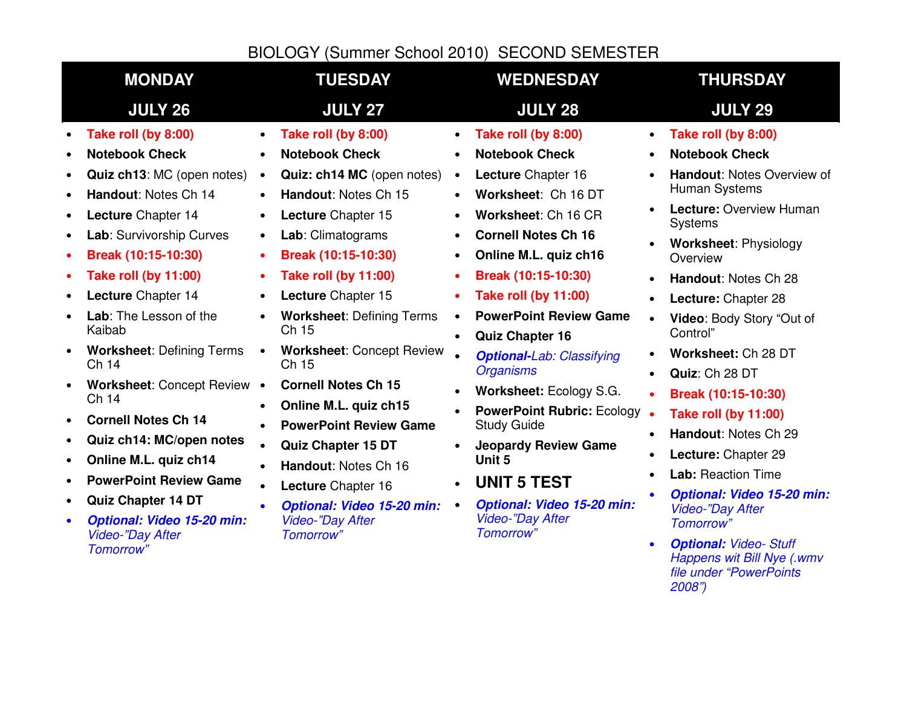# BIOLOGY (Summer School 2010) SECOND SEMESTER

## MONDAY — JULY 26

- **Take roll (by 8:00)**
- **Notebook Check**
- **Quiz ch13**: MC (open notes)
- **Handout**: Notes Ch 14
- **Lecture** Chapter 14
- **Lab**: Survivorship Curves
- **Break (10:15-10:30)**
- **Take roll (by 11:00)**
- **Lecture** Chapter 14
- **Lab**: The Lesson of the Kaibab
- **Worksheet**: Defining Terms Ch 14
- **Worksheet**: Concept Review Ch 14
- **Cornell Notes Ch 14**
- **Quiz ch14: MC/open notes**
- **Online M.L. quiz ch14**
- **PowerPoint Review Game**
- **Quiz Chapter 14 DT**
- ***Optional: Video 15-20 min:*** *Video-"Day After Tomorrow"*

## TUESDAY — JULY 27

- **Take roll (by 8:00)**
- **Notebook Check**
- **Quiz: ch14 MC** (open notes)
- **Handout**: Notes Ch 15
- **Lecture** Chapter 15
- **Lab**: Climatograms
- **Break (10:15-10:30)**
- **Take roll (by 11:00)**
- **Lecture** Chapter 15
- **Worksheet**: Defining Terms Ch 15
- **Worksheet**: Concept Review Ch 15
- **Cornell Notes Ch 15**
- **Online M.L. quiz ch15**
- **PowerPoint Review Game**
- **Quiz Chapter 15 DT**
- **Handout**: Notes Ch 16
- **Lecture** Chapter 16
- ***Optional: Video 15-20 min:*** *Video-"Day After Tomorrow"*

## WEDNESDAY — JULY 28

- **Take roll (by 8:00)**
- **Notebook Check**
- **Lecture** Chapter 16
- **Worksheet**: Ch 16 DT
- **Worksheet**: Ch 16 CR
- **Cornell Notes Ch 16**
- **Online M.L. quiz ch16**
- **Break (10:15-10:30)**
- **Take roll (by 11:00)**
- **PowerPoint Review Game**
- **Quiz Chapter 16**
- ***Optional****-Lab: Classifying Organisms*
- **Worksheet:** Ecology S.G.
- **PowerPoint Rubric:** Ecology Study Guide
- **Jeopardy Review Game Unit 5**
- **UNIT 5 TEST**
- ***Optional: Video 15-20 min:*** *Video-"Day After Tomorrow"*

## THURSDAY — JULY 29

- **Take roll (by 8:00)**
- **Notebook Check**
- **Handout**: Notes Overview of Human Systems
- **Lecture:** Overview Human Systems
- **Worksheet**: Physiology Overview
- **Handout**: Notes Ch 28
- **Lecture:** Chapter 28
- **Video**: Body Story "Out of Control"
- **Worksheet:** Ch 28 DT
- **Quiz**: Ch 28 DT
- **Break (10:15-10:30)**
- **Take roll (by 11:00)**
- **Handout**: Notes Ch 29
- **Lecture:** Chapter 29
- **Lab:** Reaction Time
- ***Optional: Video 15-20 min:*** *Video-"Day After Tomorrow"*
- ***Optional:*** *Video- Stuff Happens wit Bill Nye (.wmv file under "PowerPoints 2008")*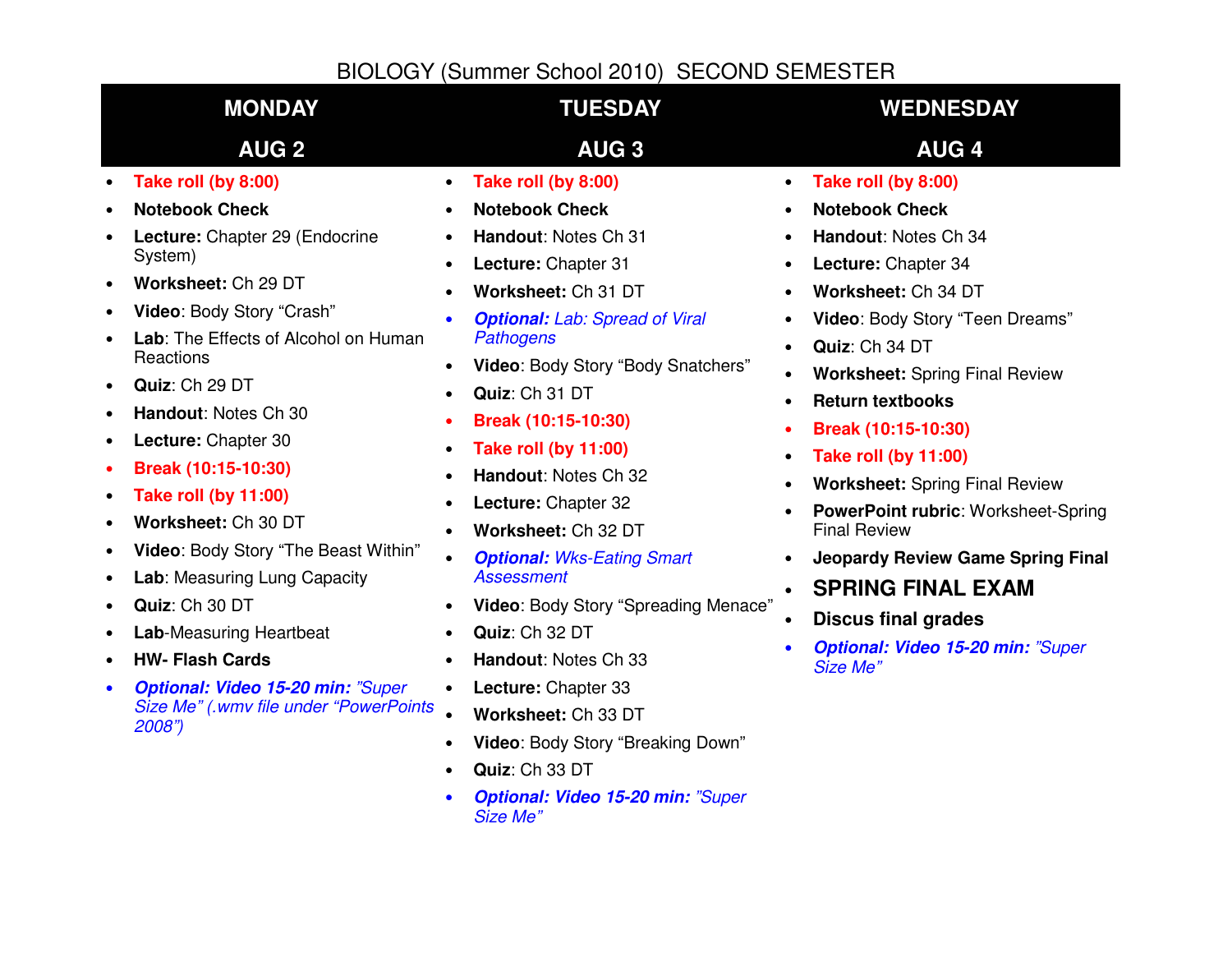# BIOLOGY (Summer School 2010)  SECOND SEMESTER

## MONDAY AUG 2

- **Take roll (by 8:00)**
- **Notebook Check**
- **Lecture:** Chapter 29 (Endocrine System)
- **Worksheet:** Ch 29 DT
- **Video**: Body Story "Crash"
- **Lab**: The Effects of Alcohol on Human Reactions
- **Quiz**: Ch 29 DT
- **Handout**: Notes Ch 30
- **Lecture:** Chapter 30
- **Break (10:15-10:30)**
- **Take roll (by 11:00)**
- **Worksheet:** Ch 30 DT
- **Video**: Body Story "The Beast Within"
- **Lab**: Measuring Lung Capacity
- **Quiz**: Ch 30 DT
- **Lab**-Measuring Heartbeat
- **HW- Flash Cards**
- ***Optional: Video 15-20 min:*** *"Super Size Me" (.wmv file under "PowerPoints 2008")*

## TUESDAY AUG 3

- **Take roll (by 8:00)**
- **Notebook Check**
- **Handout**: Notes Ch 31
- **Lecture:** Chapter 31
- **Worksheet:** Ch 31 DT
- ***Optional:*** *Lab: Spread of Viral Pathogens*
- **Video**: Body Story "Body Snatchers"
- **Quiz**: Ch 31 DT
- **Break (10:15-10:30)**
- **Take roll (by 11:00)**
- **Handout**: Notes Ch 32
- **Lecture:** Chapter 32
- **Worksheet:** Ch 32 DT
- ***Optional:*** *Wks-Eating Smart Assessment*
- **Video**: Body Story "Spreading Menace"
- **Quiz**: Ch 32 DT
- **Handout**: Notes Ch 33
- **Lecture:** Chapter 33
- **Worksheet:** Ch 33 DT
- **Video**: Body Story "Breaking Down"
- **Quiz**: Ch 33 DT
- ***Optional: Video 15-20 min:*** *"Super Size Me"*

## WEDNESDAY AUG 4

- **Take roll (by 8:00)**
- **Notebook Check**
- **Handout**: Notes Ch 34
- **Lecture:** Chapter 34
- **Worksheet:** Ch 34 DT
- **Video**: Body Story "Teen Dreams"
- **Quiz**: Ch 34 DT
- **Worksheet:** Spring Final Review
- **Return textbooks**
- **Break (10:15-10:30)**
- **Take roll (by 11:00)**
- **Worksheet:** Spring Final Review
- **PowerPoint rubric**: Worksheet-Spring Final Review
- **Jeopardy Review Game Spring Final**
- **SPRING FINAL EXAM**
- **Discus final grades**
- ***Optional: Video 15-20 min:*** *"Super Size Me"*